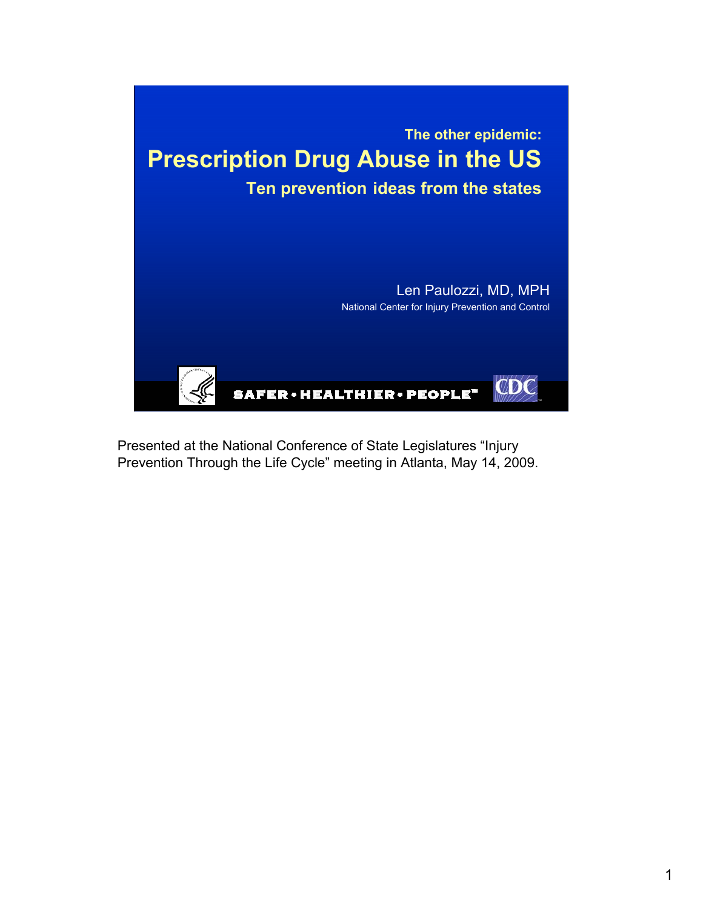The other epidemic:

# Prescription Drug Abuse in the US

## Ten prevention ideas from the states

Len Paulozzi, MD, MPH

National Center for Injury Prevention and Control

SAFER • HEALTHIER • PEOPLE™

CDC

Presented at the National Conference of State Legislatures "Injury Prevention Through the Life Cycle" meeting in Atlanta, May 14, 2009.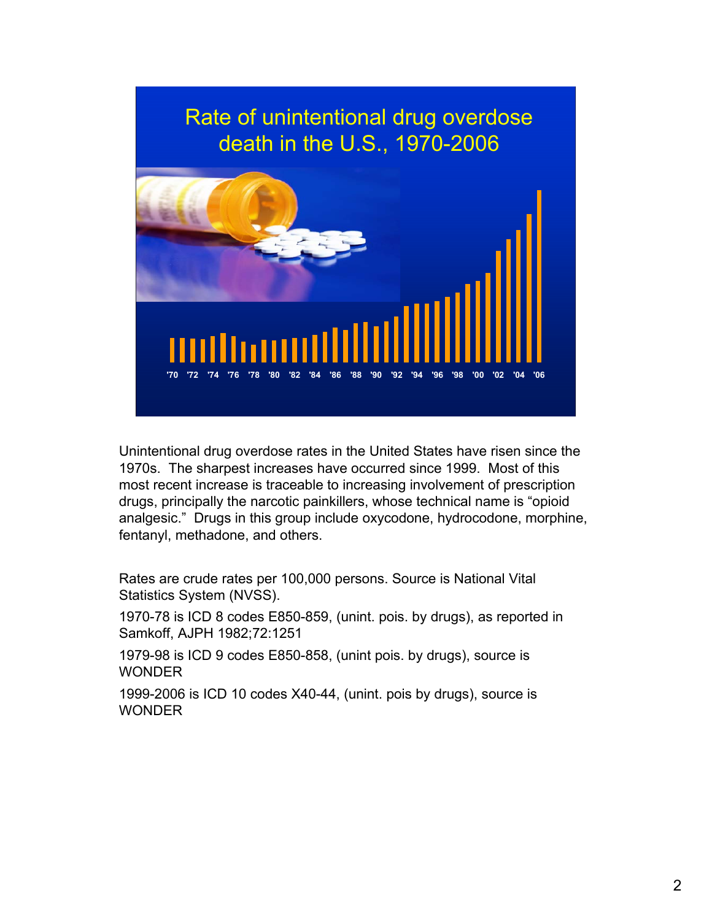## Rate of unintentional drug overdose death in the U.S., 1970-2006

'70 '72 '74 '76 '78 '80 '82 '84 '86 '88 '90 '92 '94 '96 '98 '00 '02 '04 '06

Unintentional drug overdose rates in the United States have risen since the 1970s. The sharpest increases have occurred since 1999. Most of this most recent increase is traceable to increasing involvement of prescription drugs, principally the narcotic painkillers, whose technical name is "opioid analgesic." Drugs in this group include oxycodone, hydrocodone, morphine, fentanyl, methadone, and others.

Rates are crude rates per 100,000 persons. Source is National Vital Statistics System (NVSS).

1970-78 is ICD 8 codes E850-859, (unint. pois. by drugs), as reported in Samkoff, AJPH 1982;72:1251

1979-98 is ICD 9 codes E850-858, (unint pois. by drugs), source is WONDER

1999-2006 is ICD 10 codes X40-44, (unint. pois by drugs), source is WONDER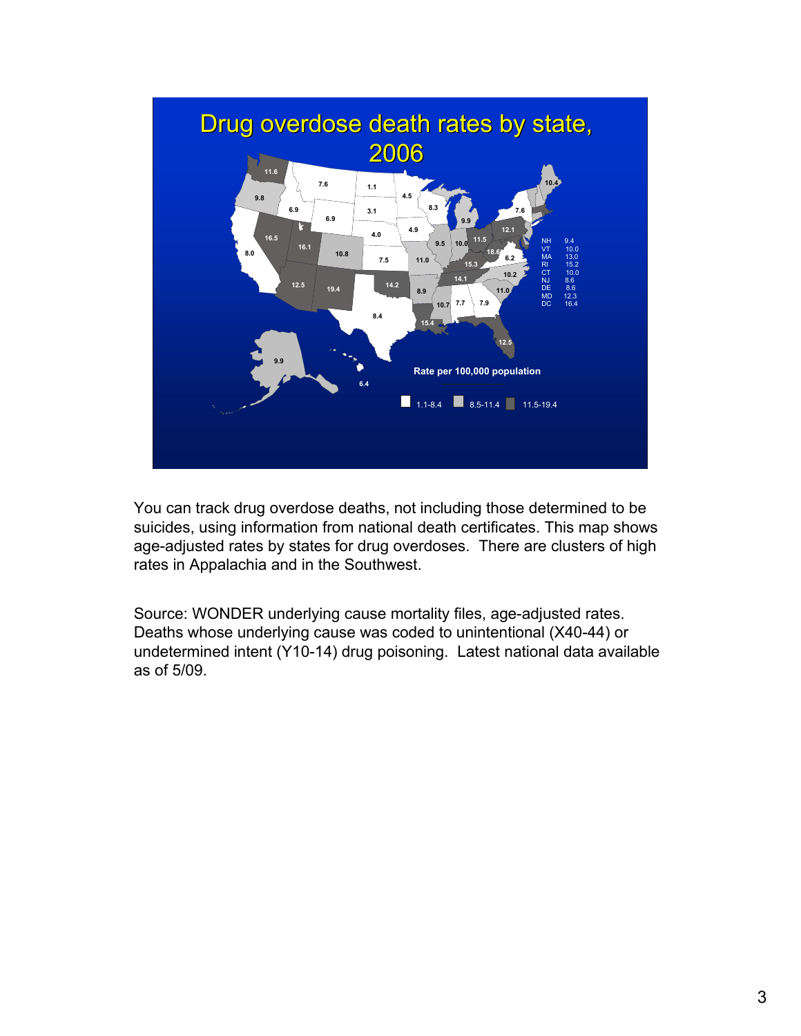# Drug overdose death rates by state, 2006

Rate per 100,000 population

1.1-8.4 | 8.5-11.4 | 11.5-19.4

| State | Rate |
|---|---|
| NH | 9.4 |
| VT | 10.0 |
| MA | 13.0 |
| RI | 15.2 |
| CT | 10.0 |
| NJ | 8.6 |
| DE | 8.6 |
| MD | 12.3 |
| DC | 16.4 |

You can track drug overdose deaths, not including those determined to be suicides, using information from national death certificates. This map shows age-adjusted rates by states for drug overdoses. There are clusters of high rates in Appalachia and in the Southwest.

Source: WONDER underlying cause mortality files, age-adjusted rates. Deaths whose underlying cause was coded to unintentional (X40-44) or undetermined intent (Y10-14) drug poisoning. Latest national data available as of 5/09.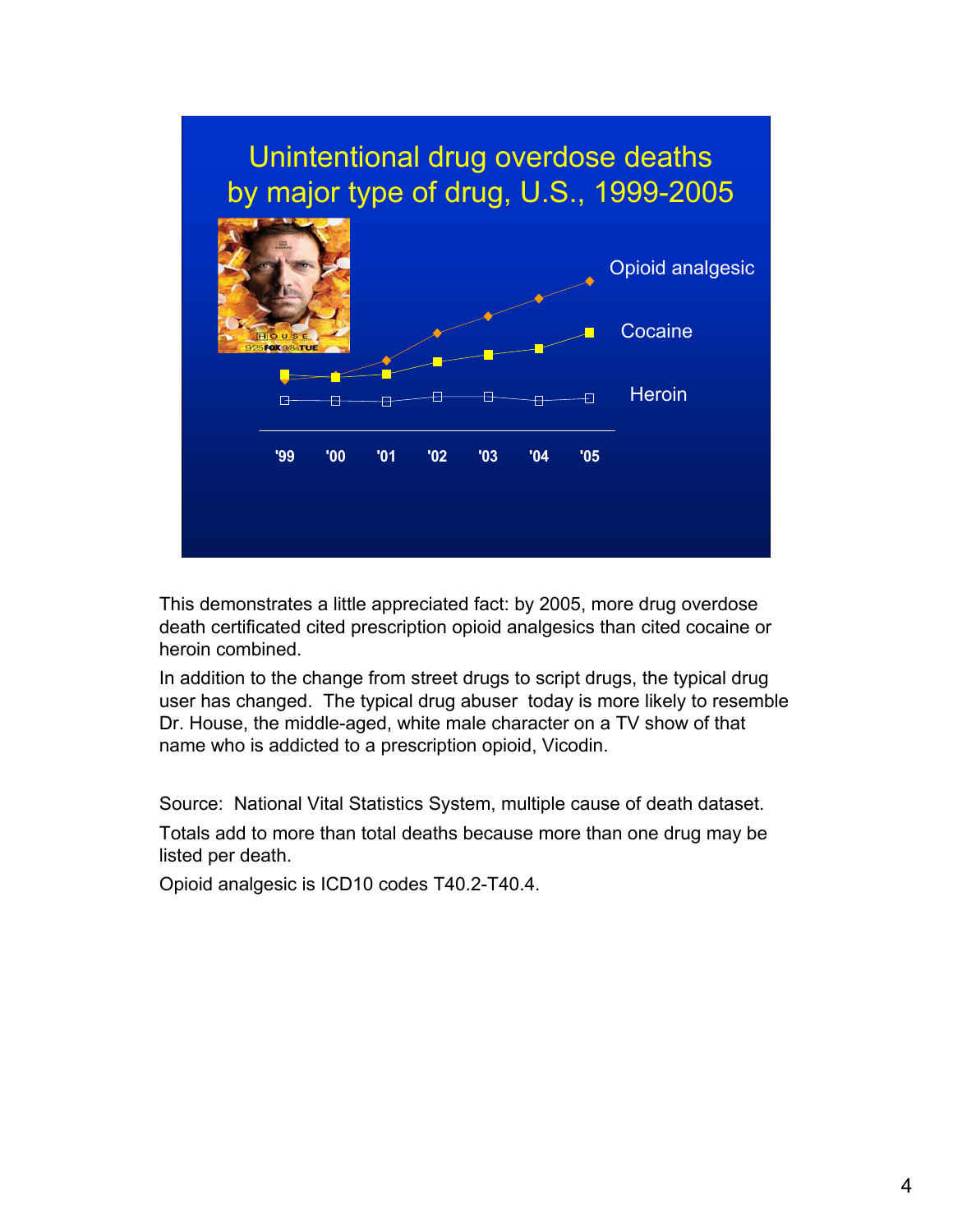## Unintentional drug overdose deaths by major type of drug, U.S., 1999-2005

Opioid analgesic

Cocaine

Heroin

'99 '00 '01 '02 '03 '04 '05

This demonstrates a little appreciated fact: by 2005, more drug overdose death certificated cited prescription opioid analgesics than cited cocaine or heroin combined.

In addition to the change from street drugs to script drugs, the typical drug user has changed. The typical drug abuser today is more likely to resemble Dr. House, the middle-aged, white male character on a TV show of that name who is addicted to a prescription opioid, Vicodin.

Source: National Vital Statistics System, multiple cause of death dataset.

Totals add to more than total deaths because more than one drug may be listed per death.

Opioid analgesic is ICD10 codes T40.2-T40.4.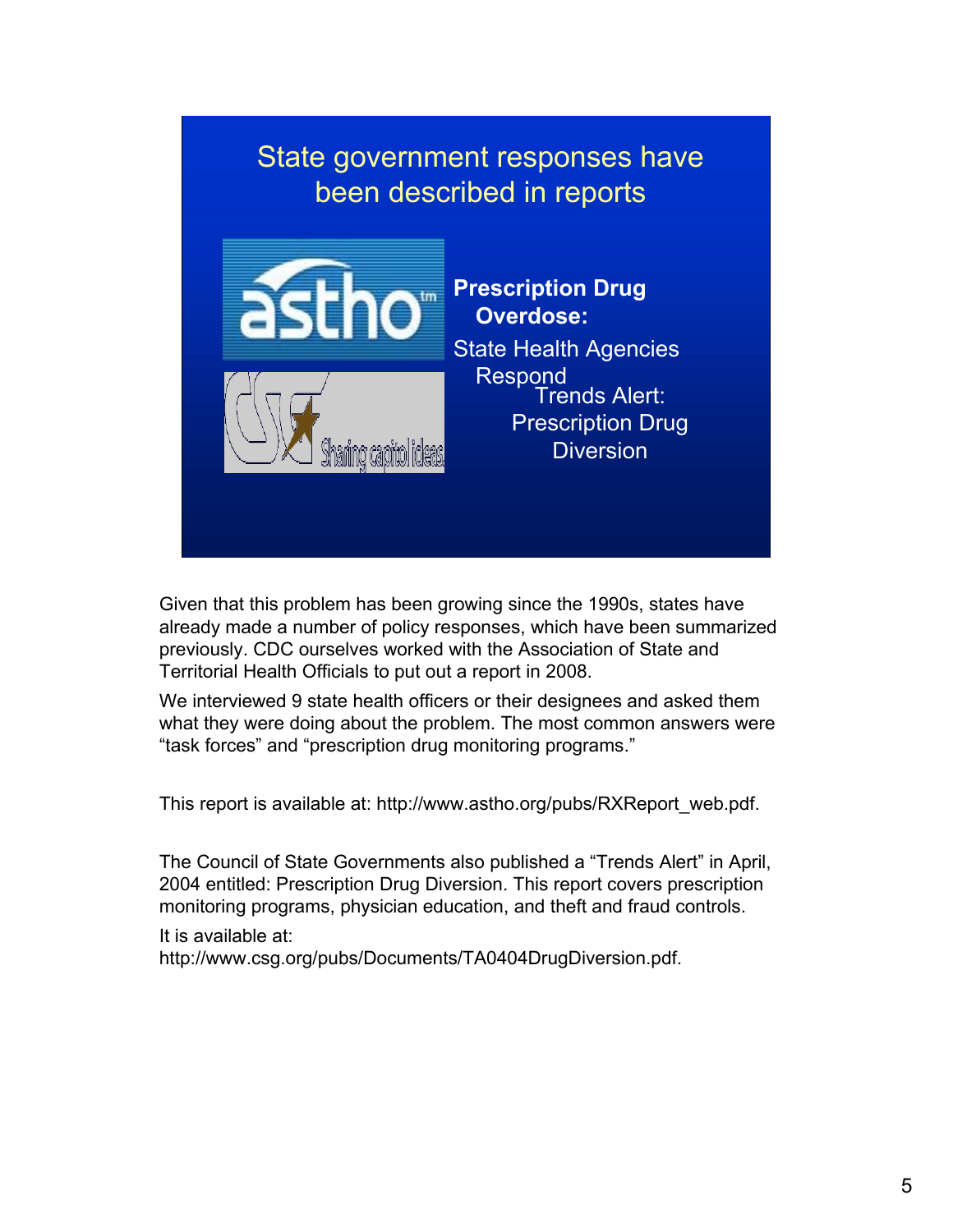## State government responses have been described in reports

**Prescription Drug Overdose:**

State Health Agencies Respond

Trends Alert: Prescription Drug Diversion

Given that this problem has been growing since the 1990s, states have already made a number of policy responses, which have been summarized previously. CDC ourselves worked with the Association of State and Territorial Health Officials to put out a report in 2008.

We interviewed 9 state health officers or their designees and asked them what they were doing about the problem. The most common answers were "task forces" and "prescription drug monitoring programs."

This report is available at: http://www.astho.org/pubs/RXReport_web.pdf.

The Council of State Governments also published a "Trends Alert" in April, 2004 entitled: Prescription Drug Diversion. This report covers prescription monitoring programs, physician education, and theft and fraud controls.

It is available at: http://www.csg.org/pubs/Documents/TA0404DrugDiversion.pdf.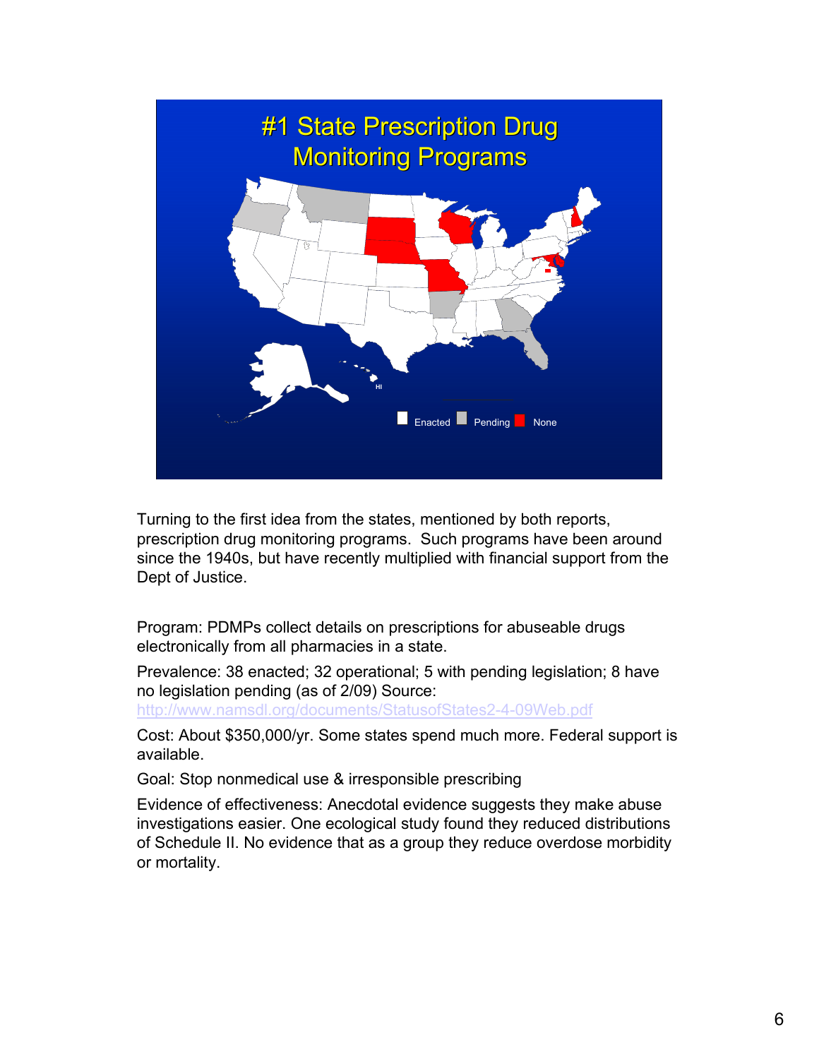# #1 State Prescription Drug Monitoring Programs

Enacted Pending None

Turning to the first idea from the states, mentioned by both reports, prescription drug monitoring programs. Such programs have been around since the 1940s, but have recently multiplied with financial support from the Dept of Justice.

Program: PDMPs collect details on prescriptions for abuseable drugs electronically from all pharmacies in a state.

Prevalence: 38 enacted; 32 operational; 5 with pending legislation; 8 have no legislation pending (as of 2/09) Source: http://www.namsdl.org/documents/StatusofStates2-4-09Web.pdf

Cost: About $350,000/yr. Some states spend much more. Federal support is available.

Goal: Stop nonmedical use & irresponsible prescribing

Evidence of effectiveness: Anecdotal evidence suggests they make abuse investigations easier. One ecological study found they reduced distributions of Schedule II. No evidence that as a group they reduce overdose morbidity or mortality.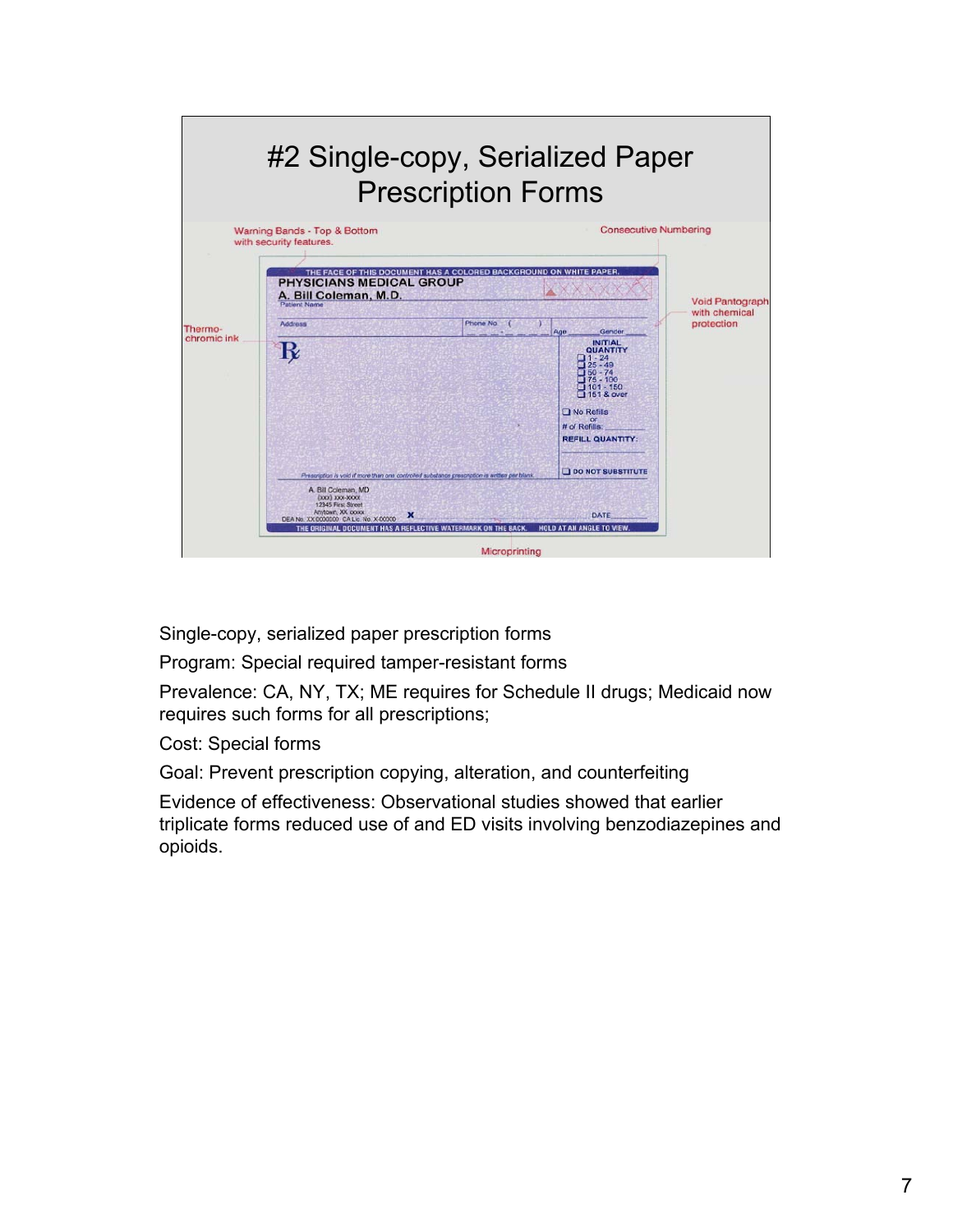# #2 Single-copy, Serialized Paper Prescription Forms

Warning Bands - Top & Bottom with security features.

Consecutive Numbering

Void Pantograph with chemical protection

Thermo-chromic ink

Microprinting

Single-copy, serialized paper prescription forms

Program: Special required tamper-resistant forms

Prevalence: CA, NY, TX; ME requires for Schedule II drugs; Medicaid now requires such forms for all prescriptions;

Cost: Special forms

Goal: Prevent prescription copying, alteration, and counterfeiting

Evidence of effectiveness: Observational studies showed that earlier triplicate forms reduced use of and ED visits involving benzodiazepines and opioids.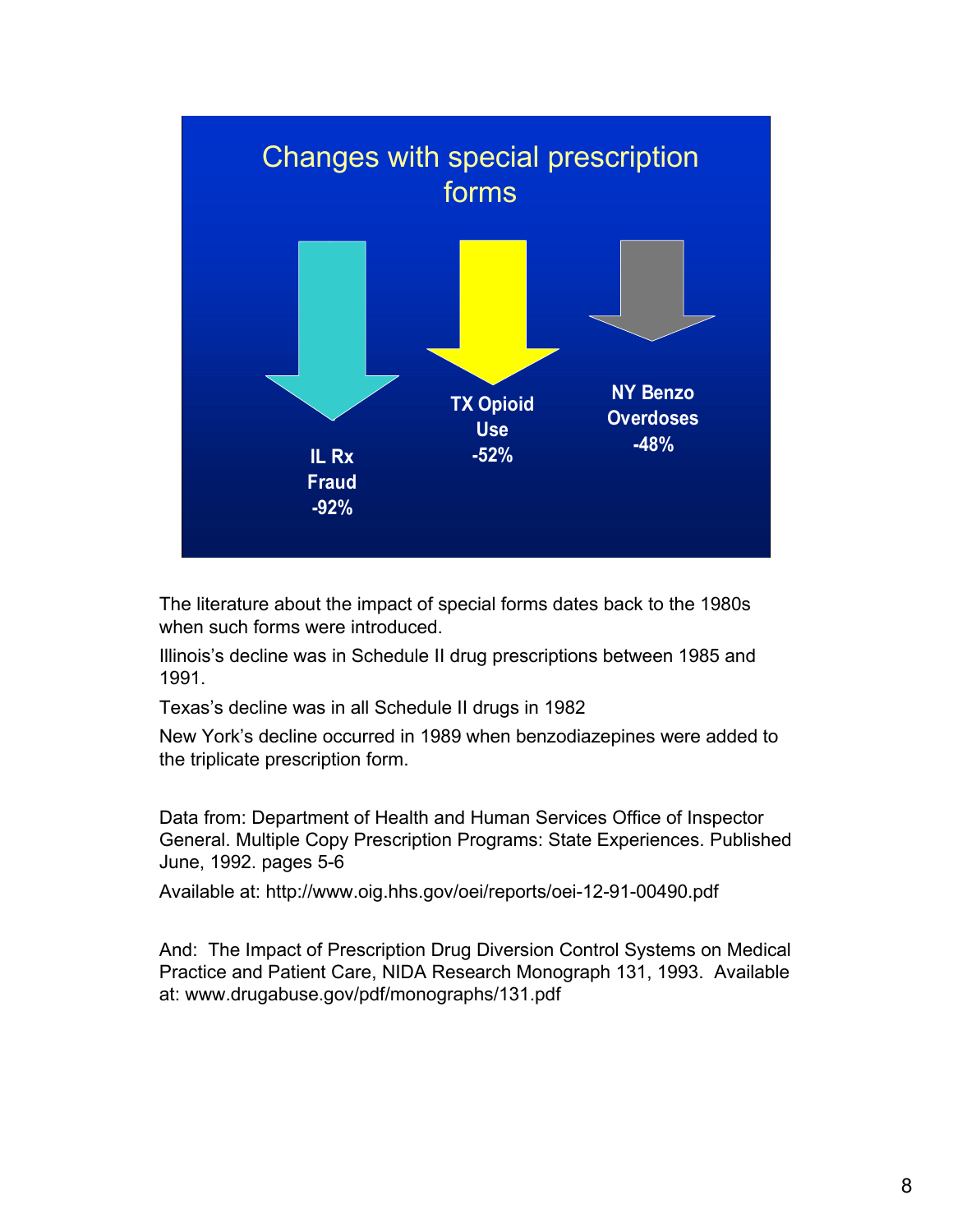## Changes with special prescription forms

IL Rx Fraud -92%

TX Opioid Use -52%

NY Benzo Overdoses -48%

The literature about the impact of special forms dates back to the 1980s when such forms were introduced.

Illinois's decline was in Schedule II drug prescriptions between 1985 and 1991.

Texas's decline was in all Schedule II drugs in 1982

New York's decline occurred in 1989 when benzodiazepines were added to the triplicate prescription form.

Data from: Department of Health and Human Services Office of Inspector General. Multiple Copy Prescription Programs: State Experiences. Published June, 1992. pages 5-6

Available at: http://www.oig.hhs.gov/oei/reports/oei-12-91-00490.pdf

And: The Impact of Prescription Drug Diversion Control Systems on Medical Practice and Patient Care, NIDA Research Monograph 131, 1993. Available at: www.drugabuse.gov/pdf/monographs/131.pdf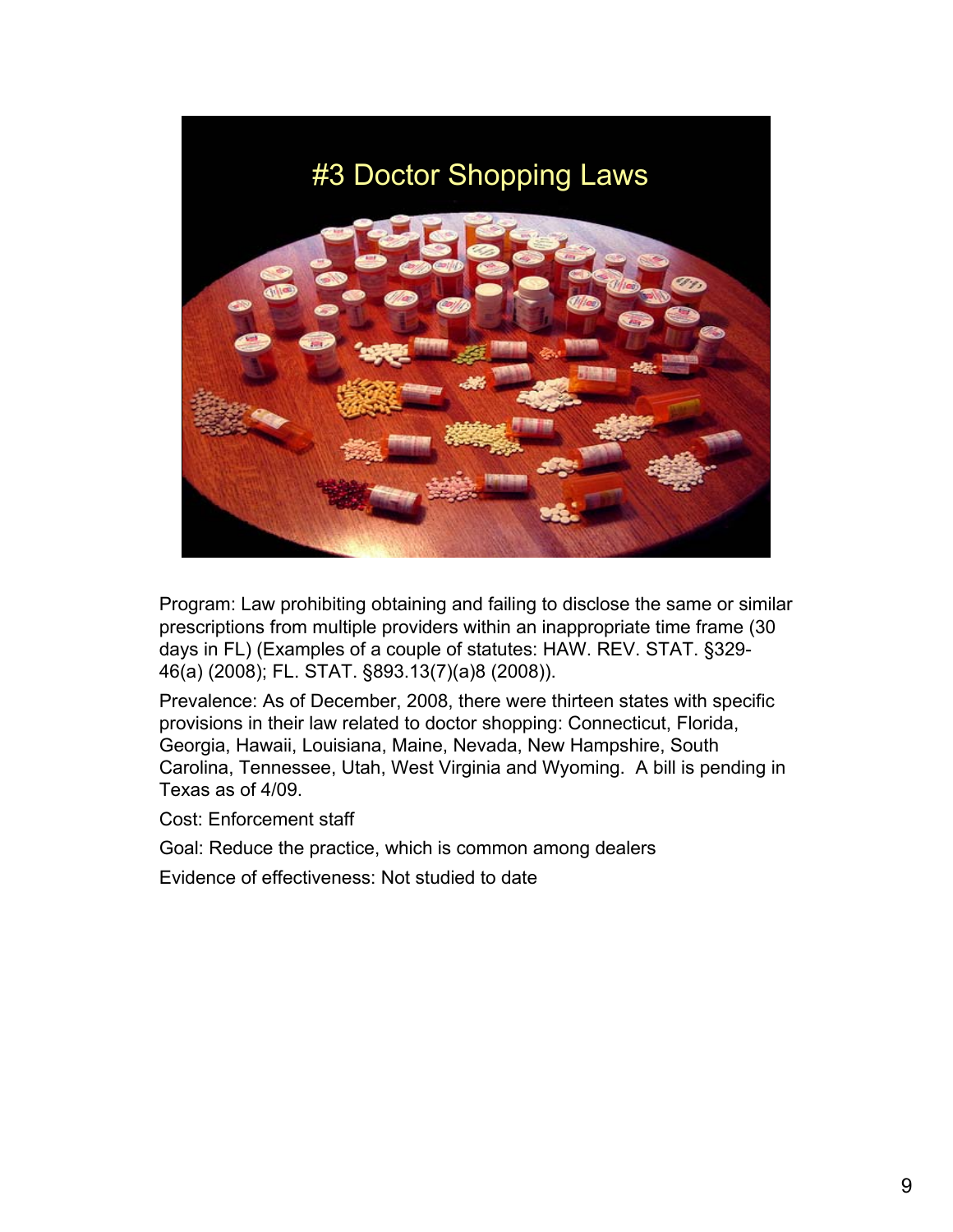# #3 Doctor Shopping Laws

Program: Law prohibiting obtaining and failing to disclose the same or similar prescriptions from multiple providers within an inappropriate time frame (30 days in FL) (Examples of a couple of statutes: HAW. REV. STAT. §329-46(a) (2008); FL. STAT. §893.13(7)(a)8 (2008)).

Prevalence: As of December, 2008, there were thirteen states with specific provisions in their law related to doctor shopping: Connecticut, Florida, Georgia, Hawaii, Louisiana, Maine, Nevada, New Hampshire, South Carolina, Tennessee, Utah, West Virginia and Wyoming. A bill is pending in Texas as of 4/09.

Cost: Enforcement staff

Goal: Reduce the practice, which is common among dealers

Evidence of effectiveness: Not studied to date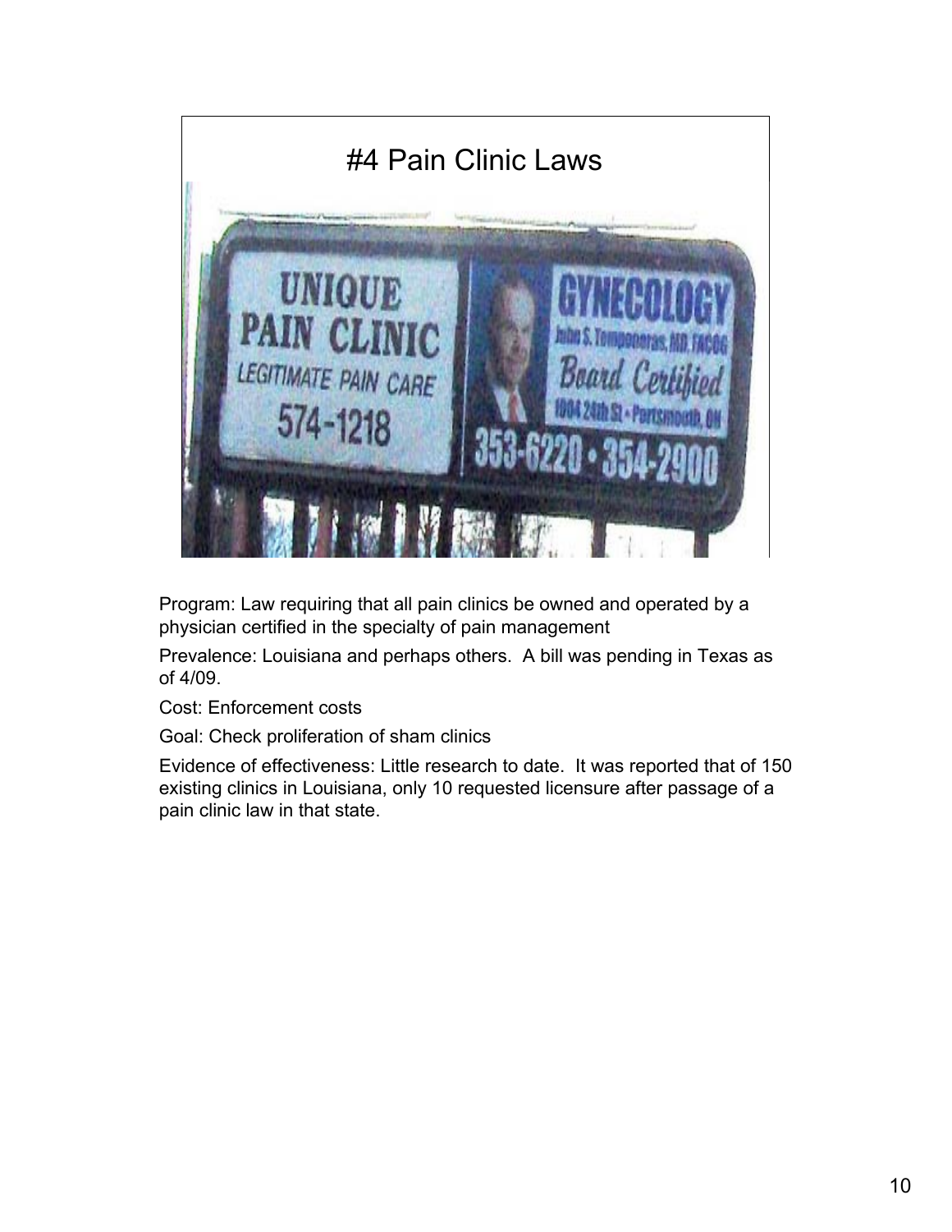# #4 Pain Clinic Laws

Program: Law requiring that all pain clinics be owned and operated by a physician certified in the specialty of pain management

Prevalence: Louisiana and perhaps others. A bill was pending in Texas as of 4/09.

Cost: Enforcement costs

Goal: Check proliferation of sham clinics

Evidence of effectiveness: Little research to date. It was reported that of 150 existing clinics in Louisiana, only 10 requested licensure after passage of a pain clinic law in that state.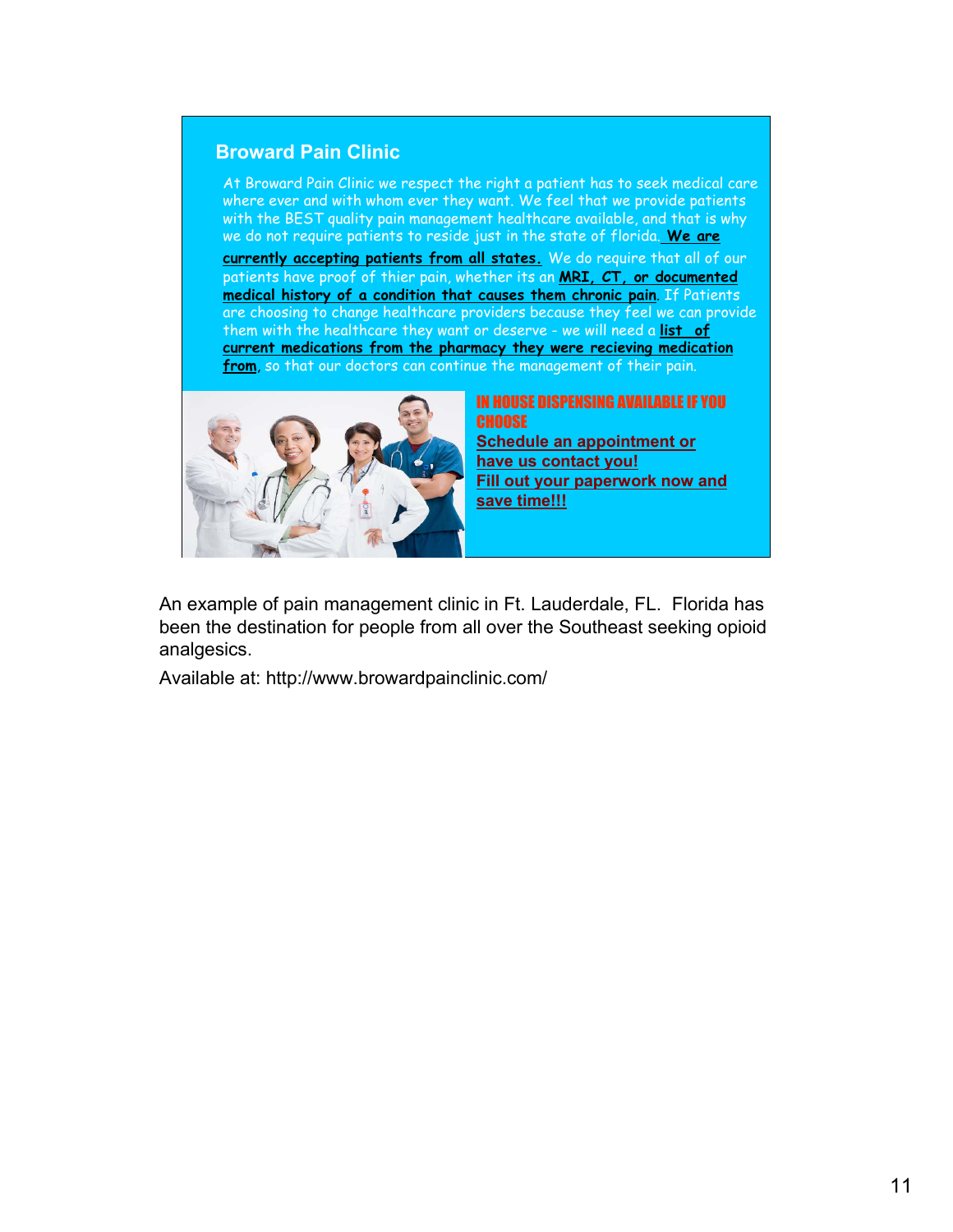## Broward Pain Clinic

At Broward Pain Clinic we respect the right a patient has to seek medical care where ever and with whom ever they want. We feel that we provide patients with the BEST quality pain management healthcare available, and that is why we do not require patients to reside just in the state of florida. **We are currently accepting patients from all states.** We do require that all of our patients have proof of thier pain, whether its an **MRI, CT, or documented medical history of a condition that causes them chronic pain**. If Patients are choosing to change healthcare providers because they feel we can provide them with the healthcare they want or deserve - we will need a **list of current medications from the pharmacy they were recieving medication from**, so that our doctors can continue the management of their pain.

**IN HOUSE DISPENSING AVAILABLE IF YOU CHOOSE**

**Schedule an appointment or have us contact you!**

**Fill out your paperwork now and save time!!!**

An example of pain management clinic in Ft. Lauderdale, FL. Florida has been the destination for people from all over the Southeast seeking opioid analgesics.

Available at: http://www.browardpainclinic.com/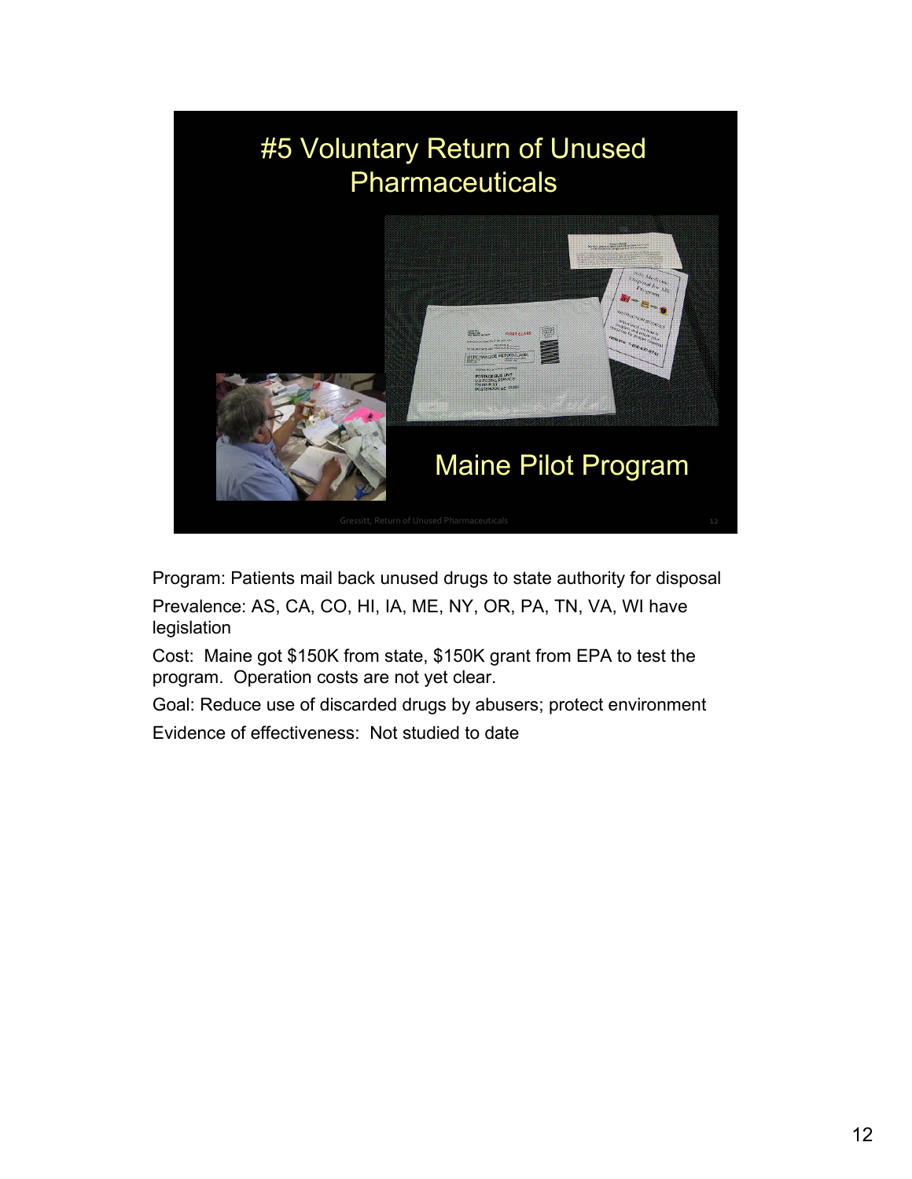# #5 Voluntary Return of Unused Pharmaceuticals

Maine Pilot Program

Program: Patients mail back unused drugs to state authority for disposal

Prevalence: AS, CA, CO, HI, IA, ME, NY, OR, PA, TN, VA, WI have legislation

Cost: Maine got $150K from state, $150K grant from EPA to test the program. Operation costs are not yet clear.

Goal: Reduce use of discarded drugs by abusers; protect environment

Evidence of effectiveness: Not studied to date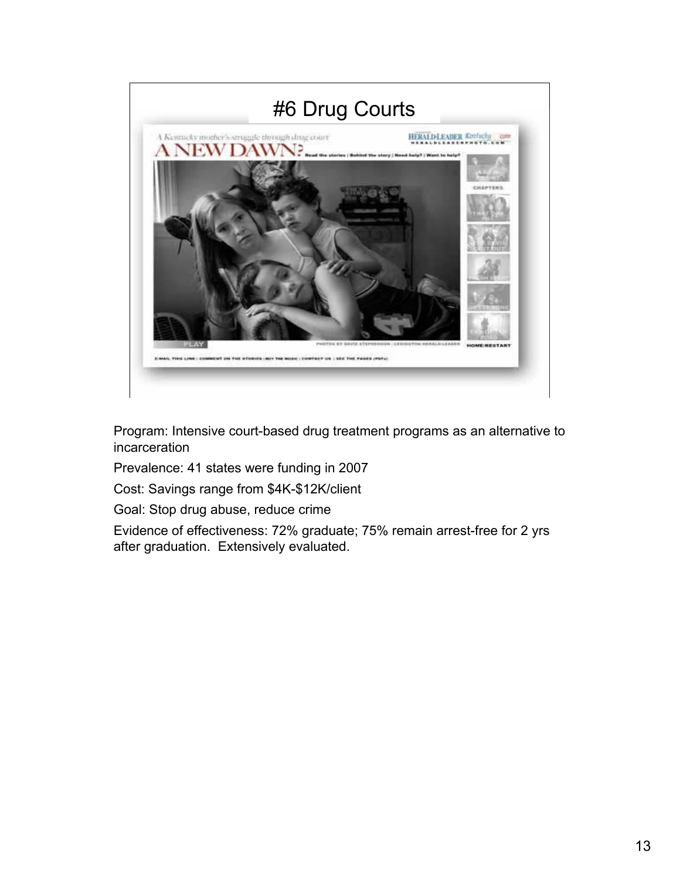# #6 Drug Courts

Program: Intensive court-based drug treatment programs as an alternative to incarceration

Prevalence: 41 states were funding in 2007

Cost: Savings range from $4K-$12K/client

Goal: Stop drug abuse, reduce crime

Evidence of effectiveness: 72% graduate; 75% remain arrest-free for 2 yrs after graduation. Extensively evaluated.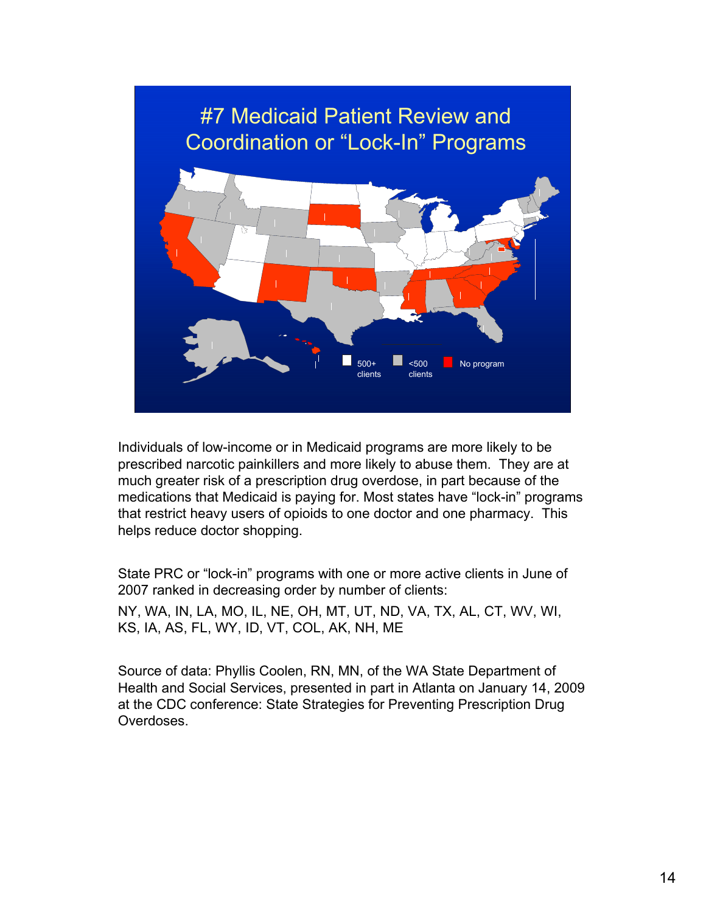# #7 Medicaid Patient Review and Coordination or "Lock-In" Programs

500+ clients | <500 clients | No program

Individuals of low-income or in Medicaid programs are more likely to be prescribed narcotic painkillers and more likely to abuse them. They are at much greater risk of a prescription drug overdose, in part because of the medications that Medicaid is paying for. Most states have "lock-in" programs that restrict heavy users of opioids to one doctor and one pharmacy. This helps reduce doctor shopping.

State PRC or "lock-in" programs with one or more active clients in June of 2007 ranked in decreasing order by number of clients:

NY, WA, IN, LA, MO, IL, NE, OH, MT, UT, ND, VA, TX, AL, CT, WV, WI, KS, IA, AS, FL, WY, ID, VT, COL, AK, NH, ME

Source of data: Phyllis Coolen, RN, MN, of the WA State Department of Health and Social Services, presented in part in Atlanta on January 14, 2009 at the CDC conference: State Strategies for Preventing Prescription Drug Overdoses.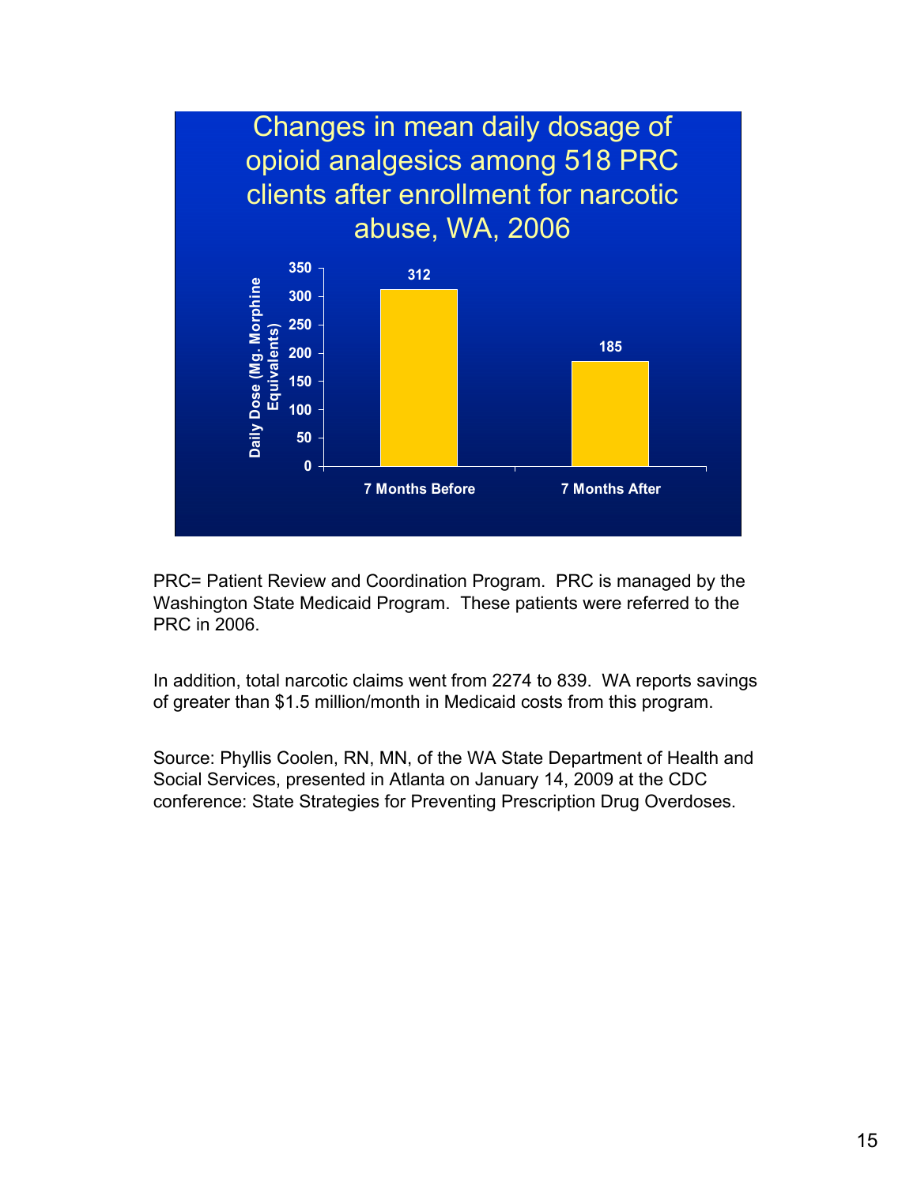## Changes in mean daily dosage of opioid analgesics among 518 PRC clients after enrollment for narcotic abuse, WA, 2006

| | Daily Dose (Mg. Morphine Equivalents) |
|---|---|
| 7 Months Before | 312 |
| 7 Months After | 185 |

PRC= Patient Review and Coordination Program. PRC is managed by the Washington State Medicaid Program. These patients were referred to the PRC in 2006.

In addition, total narcotic claims went from 2274 to 839. WA reports savings of greater than $1.5 million/month in Medicaid costs from this program.

Source: Phyllis Coolen, RN, MN, of the WA State Department of Health and Social Services, presented in Atlanta on January 14, 2009 at the CDC conference: State Strategies for Preventing Prescription Drug Overdoses.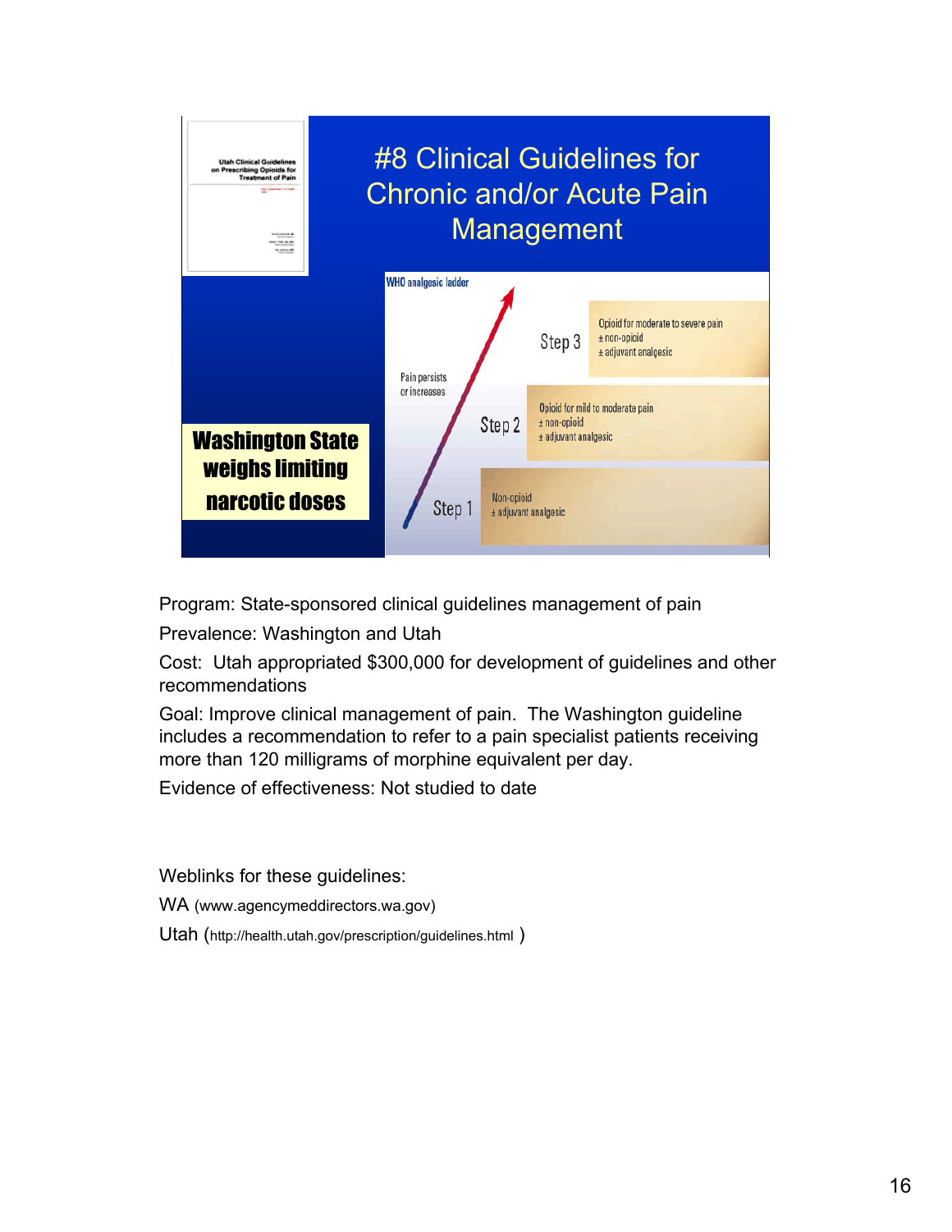# #8 Clinical Guidelines for Chronic and/or Acute Pain Management

Utah Clinical Guidelines on Prescribing Opioids for Treatment of Pain

**Washington State weighs limiting narcotic doses**

WHO analgesic ladder

Pain persists or increases

Step 3 — Opioid for moderate to severe pain ± non-opioid ± adjuvant analgesic

Step 2 — Opioid for mild to moderate pain ± non-opioid ± adjuvant analgesic

Step 1 — Non-opioid ± adjuvant analgesic

Program: State-sponsored clinical guidelines management of pain

Prevalence: Washington and Utah

Cost: Utah appropriated $300,000 for development of guidelines and other recommendations

Goal: Improve clinical management of pain. The Washington guideline includes a recommendation to refer to a pain specialist patients receiving more than 120 milligrams of morphine equivalent per day.

Evidence of effectiveness: Not studied to date

Weblinks for these guidelines:

WA (www.agencymeddirectors.wa.gov)

Utah (http://health.utah.gov/prescription/guidelines.html )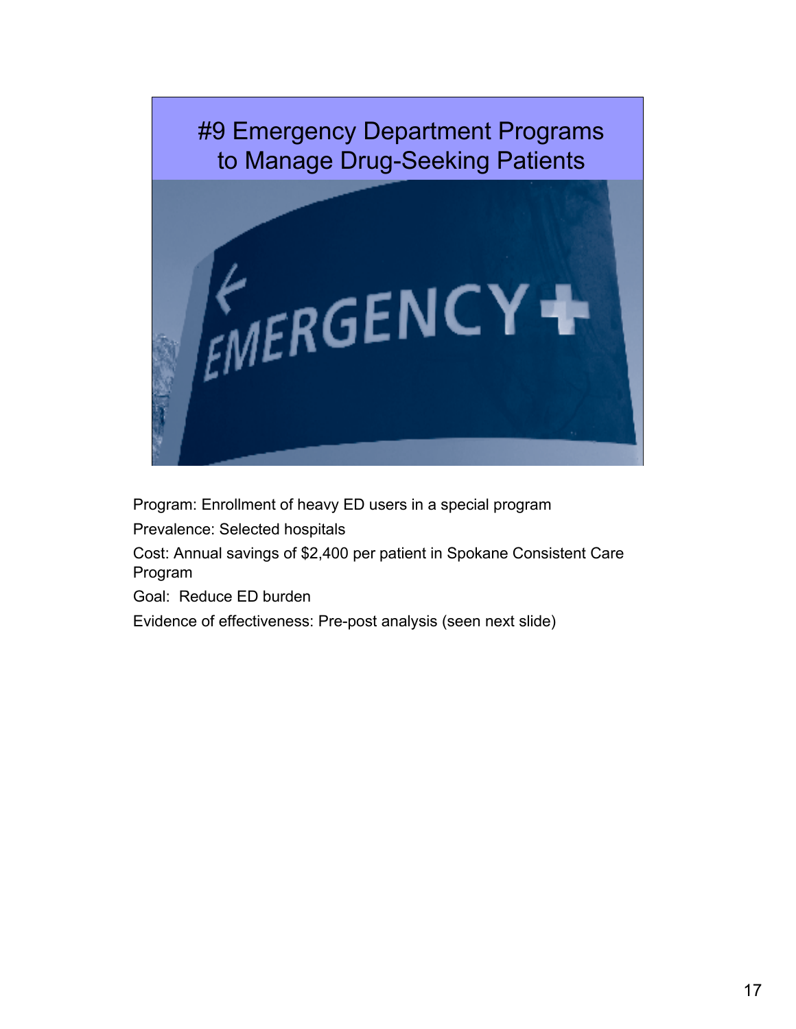# #9 Emergency Department Programs to Manage Drug-Seeking Patients

Program: Enrollment of heavy ED users in a special program

Prevalence: Selected hospitals

Cost: Annual savings of $2,400 per patient in Spokane Consistent Care Program

Goal: Reduce ED burden

Evidence of effectiveness: Pre-post analysis (seen next slide)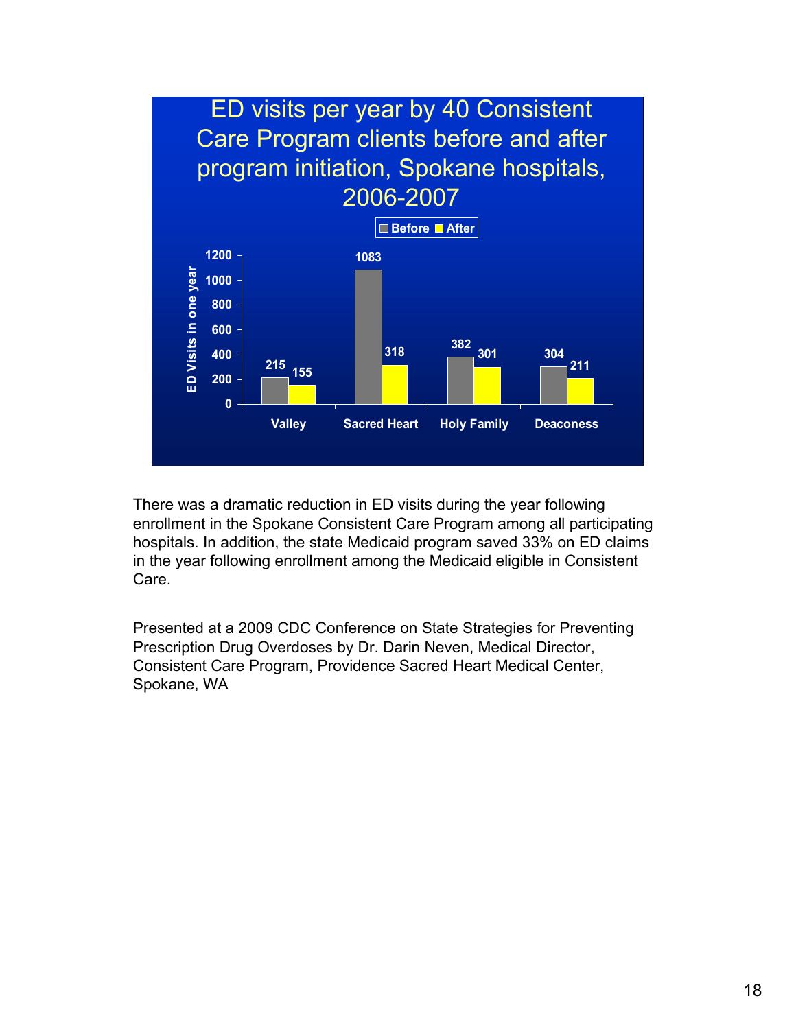## ED visits per year by 40 Consistent Care Program clients before and after program initiation, Spokane hospitals, 2006-2007

| Hospital | Before | After |
|---|---|---|
| Valley | 215 | 155 |
| Sacred Heart | 1083 | 318 |
| Holy Family | 382 | 301 |
| Deaconess | 304 | 211 |

There was a dramatic reduction in ED visits during the year following enrollment in the Spokane Consistent Care Program among all participating hospitals. In addition, the state Medicaid program saved 33% on ED claims in the year following enrollment among the Medicaid eligible in Consistent Care.

Presented at a 2009 CDC Conference on State Strategies for Preventing Prescription Drug Overdoses by Dr. Darin Neven, Medical Director, Consistent Care Program, Providence Sacred Heart Medical Center, Spokane, WA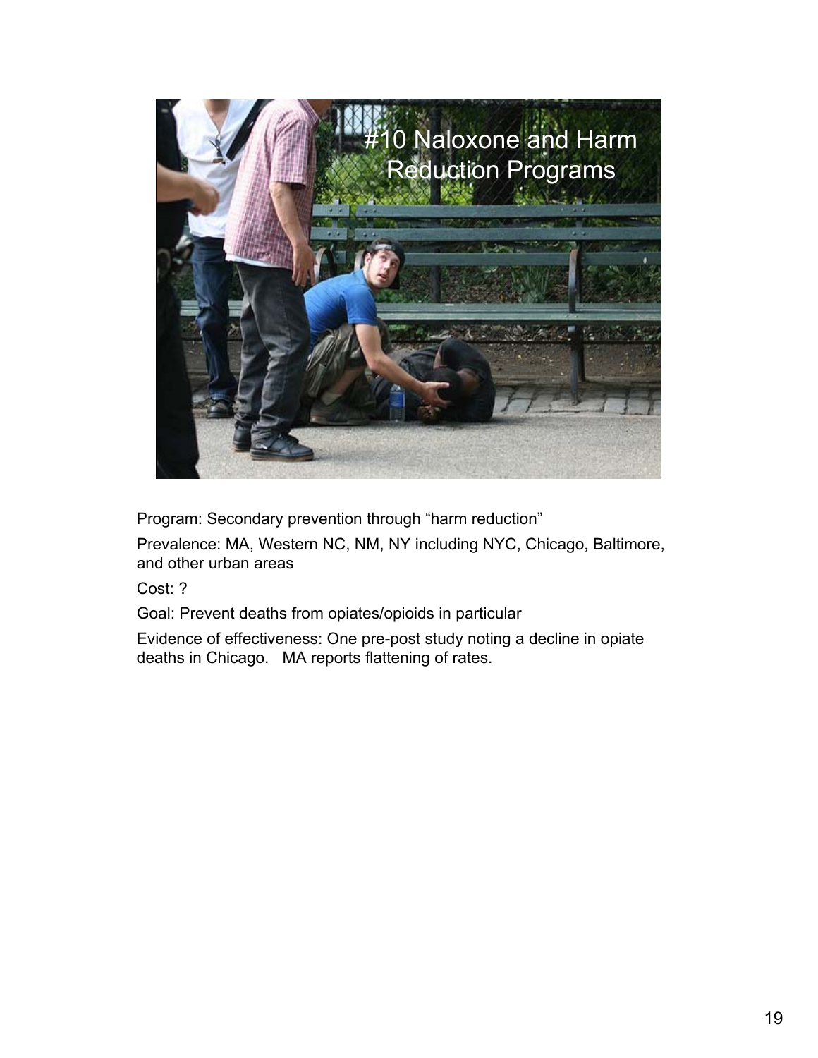# #10 Naloxone and Harm Reduction Programs

Program: Secondary prevention through “harm reduction”

Prevalence: MA, Western NC, NM, NY including NYC, Chicago, Baltimore, and other urban areas

Cost: ?

Goal: Prevent deaths from opiates/opioids in particular

Evidence of effectiveness: One pre-post study noting a decline in opiate deaths in Chicago. MA reports flattening of rates.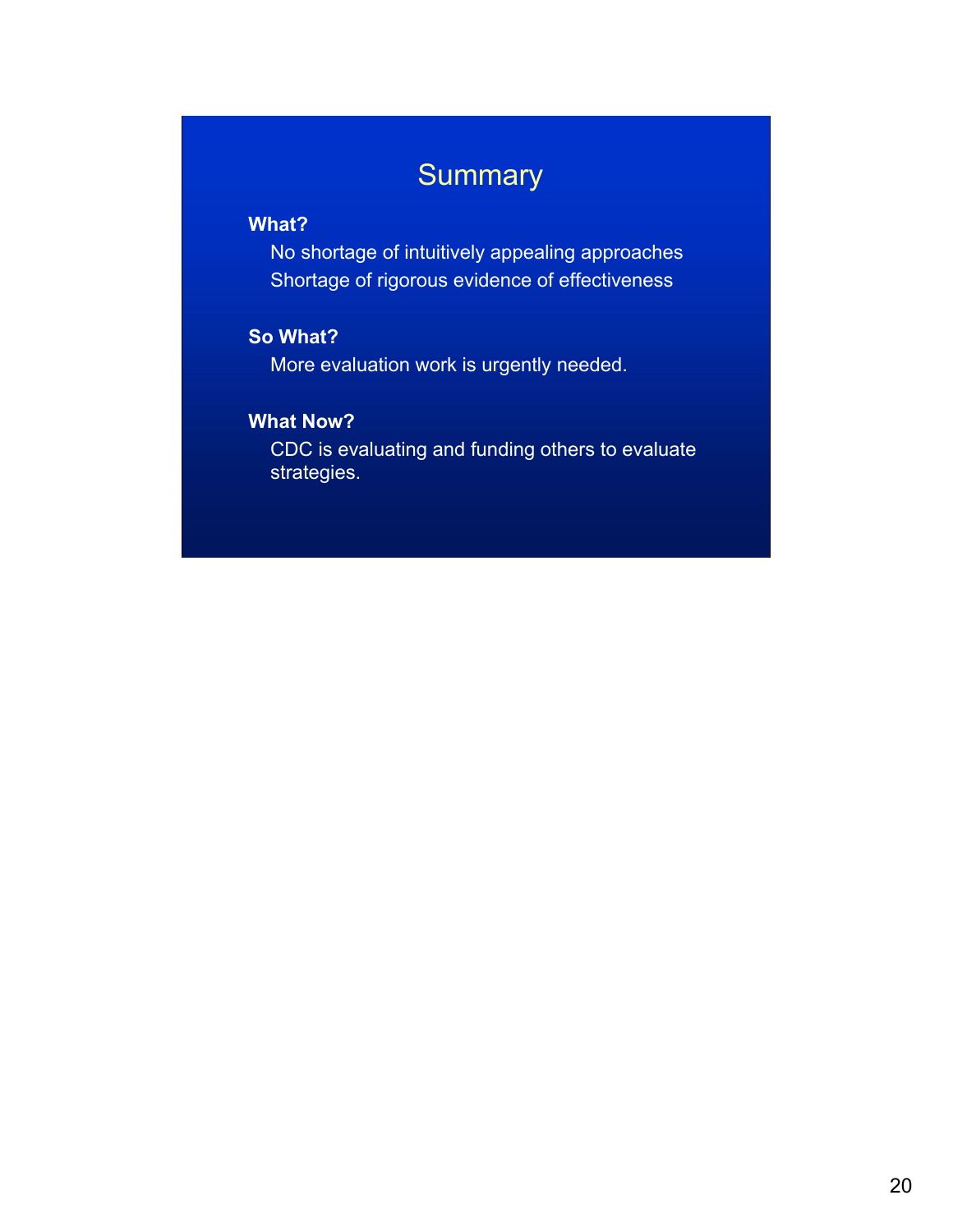# Summary

**What?**

No shortage of intuitively appealing approaches

Shortage of rigorous evidence of effectiveness

**So What?**

More evaluation work is urgently needed.

**What Now?**

CDC is evaluating and funding others to evaluate strategies.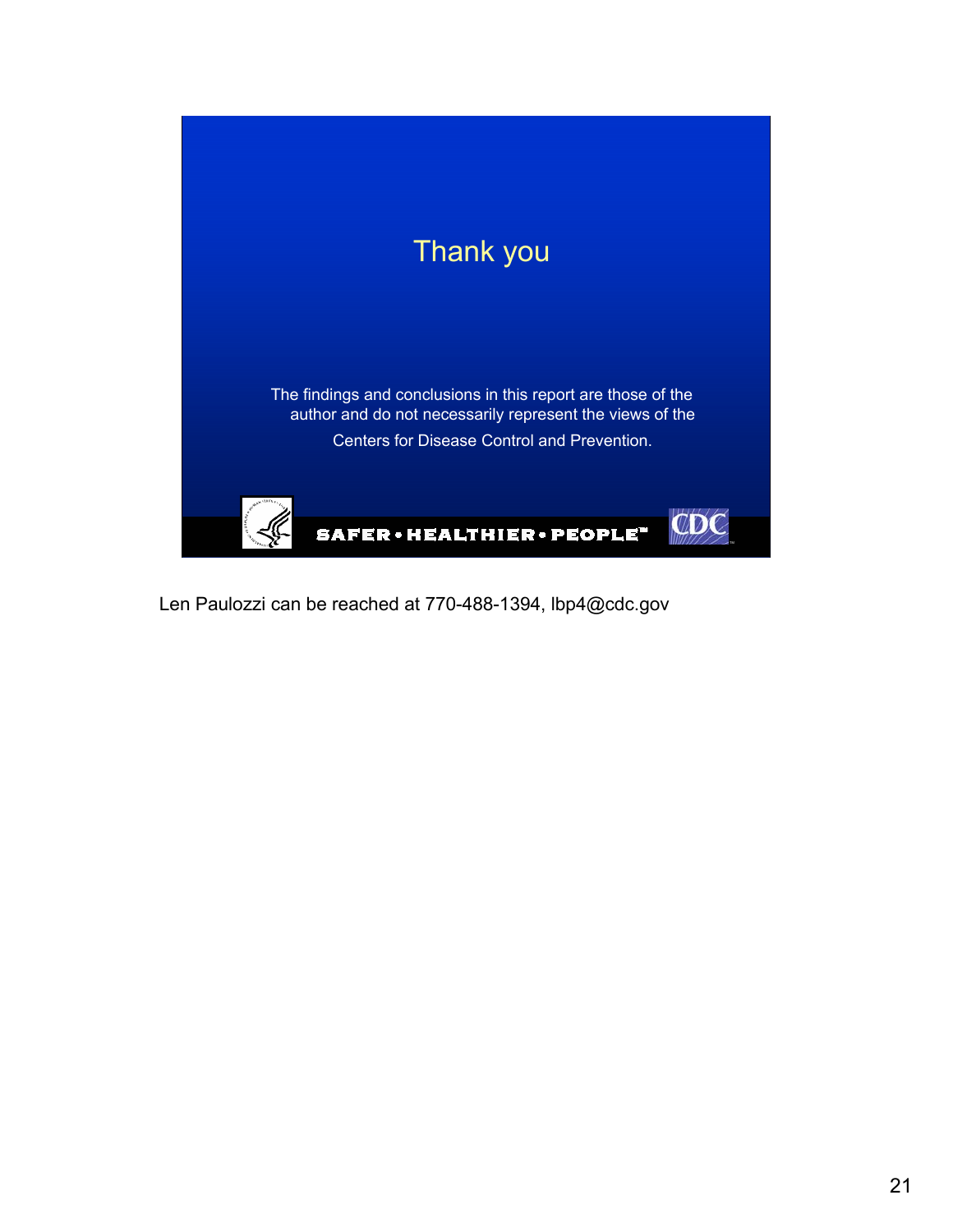# Thank you

The findings and conclusions in this report are those of the author and do not necessarily represent the views of the Centers for Disease Control and Prevention.

SAFER • HEALTHIER • PEOPLE™

CDC

Len Paulozzi can be reached at 770-488-1394, lbp4@cdc.gov